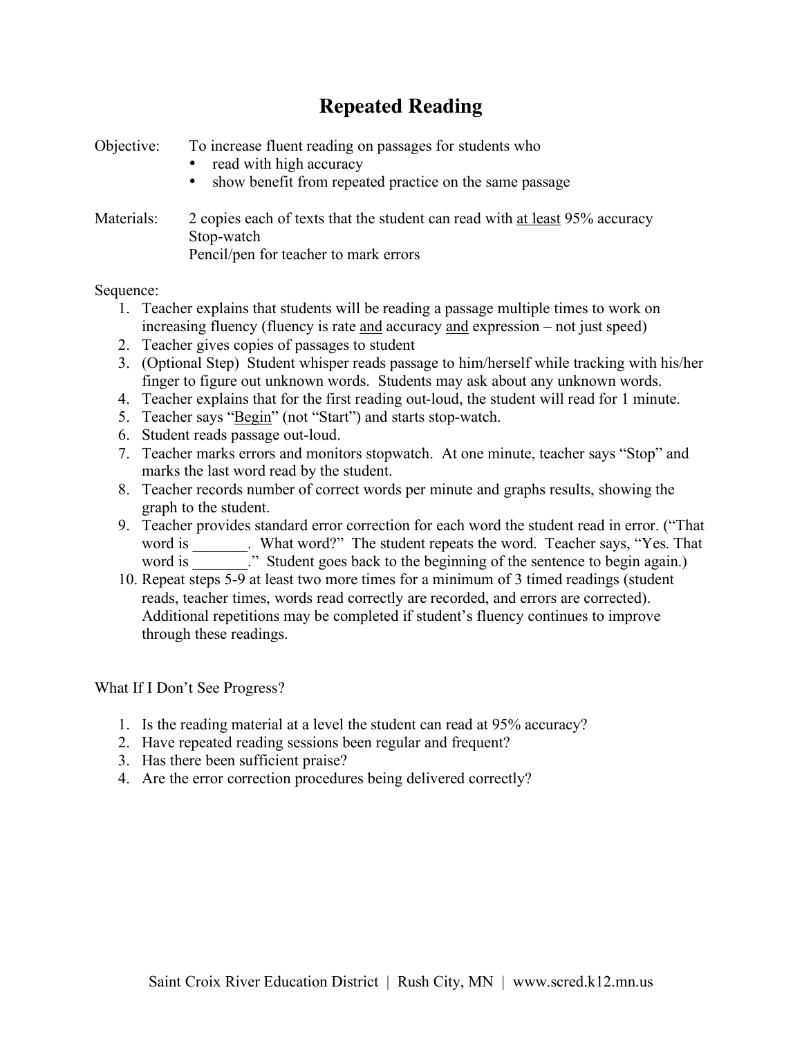# Repeated Reading

Objective: To increase fluent reading on passages for students who

- read with high accuracy
- show benefit from repeated practice on the same passage

Materials: 2 copies each of texts that the student can read with <u>at least</u> 95% accuracy
Stop-watch
Pencil/pen for teacher to mark errors

Sequence:

1. Teacher explains that students will be reading a passage multiple times to work on increasing fluency (fluency is rate <u>and</u> accuracy <u>and</u> expression – not just speed)
2. Teacher gives copies of passages to student
3. (Optional Step) Student whisper reads passage to him/herself while tracking with his/her finger to figure out unknown words. Students may ask about any unknown words.
4. Teacher explains that for the first reading out-loud, the student will read for 1 minute.
5. Teacher says "<u>Begin</u>" (not "Start") and starts stop-watch.
6. Student reads passage out-loud.
7. Teacher marks errors and monitors stopwatch. At one minute, teacher says "Stop" and marks the last word read by the student.
8. Teacher records number of correct words per minute and graphs results, showing the graph to the student.
9. Teacher provides standard error correction for each word the student read in error. ("That word is _______. What word?" The student repeats the word. Teacher says, "Yes. That word is _______." Student goes back to the beginning of the sentence to begin again.)
10. Repeat steps 5-9 at least two more times for a minimum of 3 timed readings (student reads, teacher times, words read correctly are recorded, and errors are corrected). Additional repetitions may be completed if student's fluency continues to improve through these readings.

What If I Don't See Progress?

1. Is the reading material at a level the student can read at 95% accuracy?
2. Have repeated reading sessions been regular and frequent?
3. Has there been sufficient praise?
4. Are the error correction procedures being delivered correctly?

Saint Croix River Education District | Rush City, MN | www.scred.k12.mn.us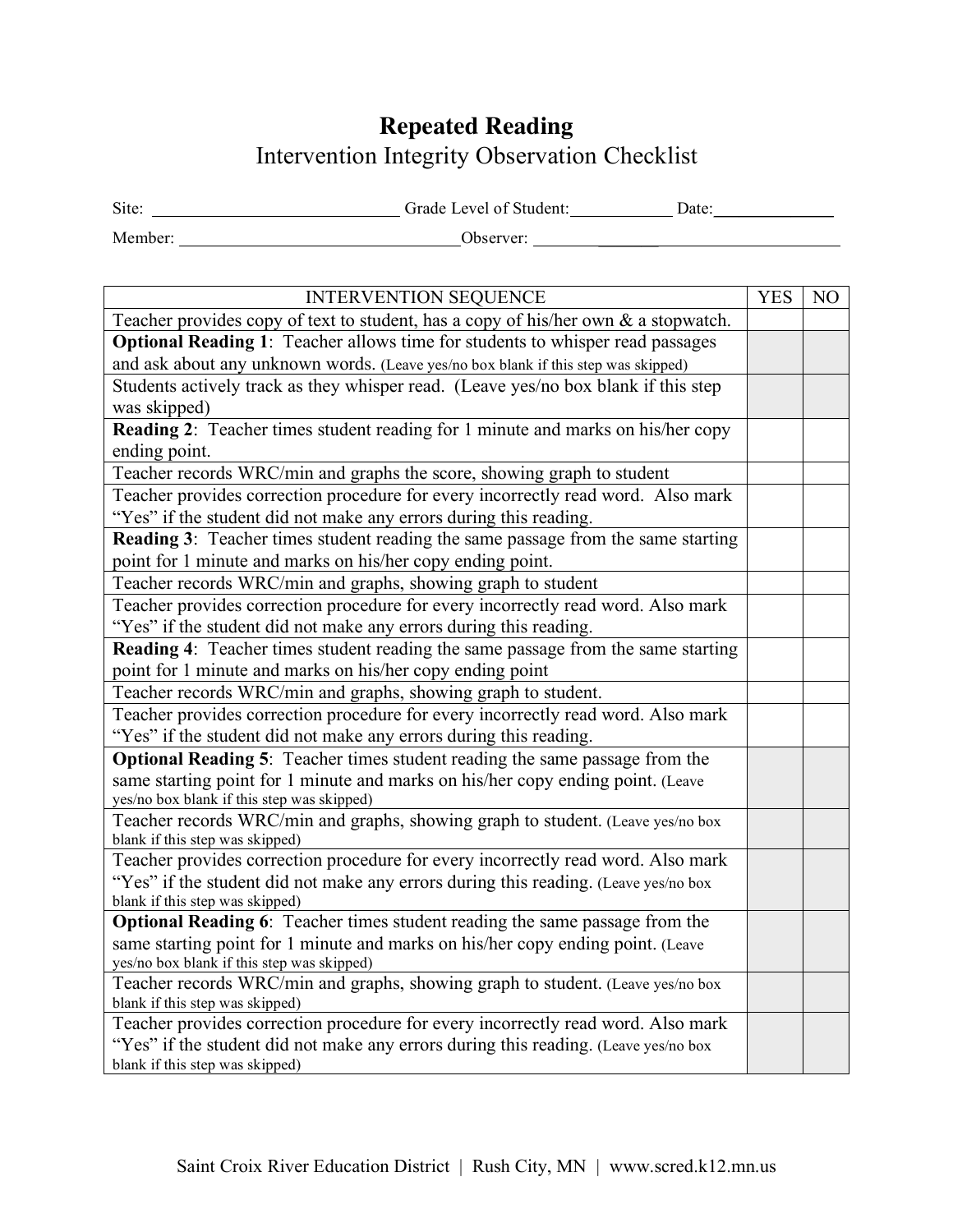# Repeated Reading

## Intervention Integrity Observation Checklist

Site: ____________________________ Grade Level of Student:____________ Date:______________

Member: _________________________________Observer: _____________________________________

| INTERVENTION SEQUENCE | YES | NO |
|---|---|---|
| Teacher provides copy of text to student, has a copy of his/her own & a stopwatch. | | |
| **Optional Reading 1**: Teacher allows time for students to whisper read passages and ask about any unknown words. (Leave yes/no box blank if this step was skipped) | | |
| Students actively track as they whisper read. (Leave yes/no box blank if this step was skipped) | | |
| **Reading 2**: Teacher times student reading for 1 minute and marks on his/her copy ending point. | | |
| Teacher records WRC/min and graphs the score, showing graph to student | | |
| Teacher provides correction procedure for every incorrectly read word. Also mark "Yes" if the student did not make any errors during this reading. | | |
| **Reading 3**: Teacher times student reading the same passage from the same starting point for 1 minute and marks on his/her copy ending point. | | |
| Teacher records WRC/min and graphs, showing graph to student | | |
| Teacher provides correction procedure for every incorrectly read word. Also mark "Yes" if the student did not make any errors during this reading. | | |
| **Reading 4**: Teacher times student reading the same passage from the same starting point for 1 minute and marks on his/her copy ending point | | |
| Teacher records WRC/min and graphs, showing graph to student. | | |
| Teacher provides correction procedure for every incorrectly read word. Also mark "Yes" if the student did not make any errors during this reading. | | |
| **Optional Reading 5**: Teacher times student reading the same passage from the same starting point for 1 minute and marks on his/her copy ending point. (Leave yes/no box blank if this step was skipped) | | |
| Teacher records WRC/min and graphs, showing graph to student. (Leave yes/no box blank if this step was skipped) | | |
| Teacher provides correction procedure for every incorrectly read word. Also mark "Yes" if the student did not make any errors during this reading. (Leave yes/no box blank if this step was skipped) | | |
| **Optional Reading 6**: Teacher times student reading the same passage from the same starting point for 1 minute and marks on his/her copy ending point. (Leave yes/no box blank if this step was skipped) | | |
| Teacher records WRC/min and graphs, showing graph to student. (Leave yes/no box blank if this step was skipped) | | |
| Teacher provides correction procedure for every incorrectly read word. Also mark "Yes" if the student did not make any errors during this reading. (Leave yes/no box blank if this step was skipped) | | |

Saint Croix River Education District | Rush City, MN | www.scred.k12.mn.us